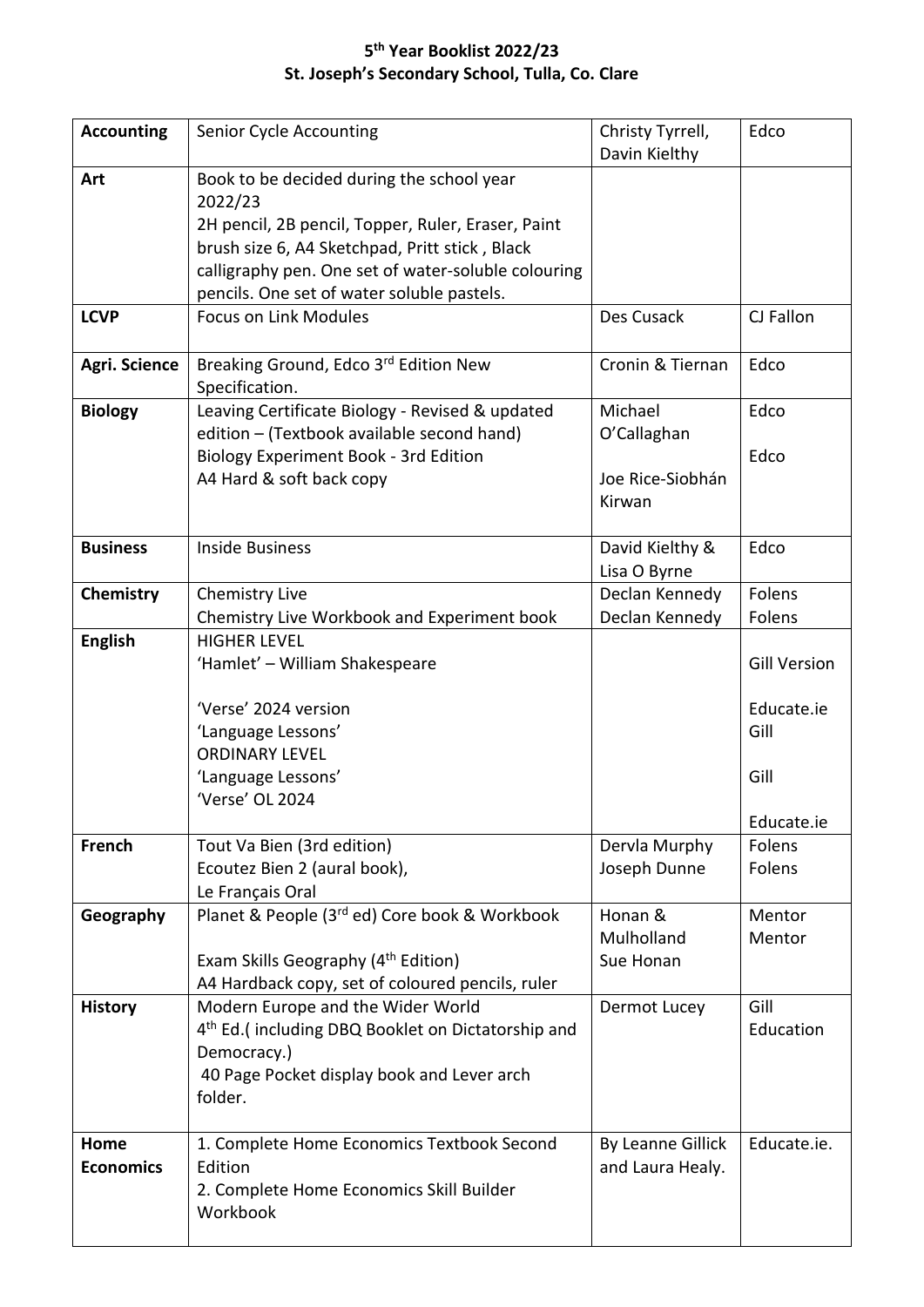**5th Year Booklist 2022/23**
**St. Joseph's Secondary School, Tulla, Co. Clare**

| | | | |
|---|---|---|---|
| **Accounting** | Senior Cycle Accounting | Christy Tyrrell, Davin Kielthy | Edco |
| **Art** | Book to be decided during the school year 2022/23<br>2H pencil, 2B pencil, Topper, Ruler, Eraser, Paint brush size 6, A4 Sketchpad, Pritt stick , Black calligraphy pen. One set of water-soluble colouring pencils. One set of water soluble pastels. | | |
| **LCVP** | Focus on Link Modules | Des Cusack | CJ Fallon |
| **Agri. Science** | Breaking Ground, Edco 3rd Edition New Specification. | Cronin & Tiernan | Edco |
| **Biology** | Leaving Certificate Biology - Revised & updated edition – (Textbook available second hand)<br>Biology Experiment Book - 3rd Edition<br>A4 Hard & soft back copy | Michael O'Callaghan<br><br>Joe Rice-Siobhán Kirwan | Edco<br><br>Edco |
| **Business** | Inside Business | David Kielthy & Lisa O Byrne | Edco |
| **Chemistry** | Chemistry Live<br>Chemistry Live Workbook and Experiment book | Declan Kennedy<br>Declan Kennedy | Folens<br>Folens |
| **English** | HIGHER LEVEL<br>'Hamlet' – William Shakespeare<br><br>'Verse' 2024 version<br>'Language Lessons'<br>ORDINARY LEVEL<br>'Language Lessons'<br>'Verse' OL 2024 | | Gill Version<br><br>Educate.ie<br>Gill<br><br>Gill<br><br>Educate.ie |
| **French** | Tout Va Bien (3rd edition)<br>Ecoutez Bien 2 (aural book),<br>Le Français Oral | Dervla Murphy<br>Joseph Dunne | Folens<br>Folens |
| **Geography** | Planet & People (3rd ed) Core book & Workbook<br><br>Exam Skills Geography (4th Edition)<br>A4 Hardback copy, set of coloured pencils, ruler | Honan & Mulholland<br>Sue Honan | Mentor<br>Mentor |
| **History** | Modern Europe and the Wider World<br>4th Ed.( including DBQ Booklet on Dictatorship and Democracy.)<br>40 Page Pocket display book and Lever arch folder. | Dermot Lucey | Gill Education |
| **Home Economics** | 1. Complete Home Economics Textbook Second Edition<br>2. Complete Home Economics Skill Builder Workbook | By Leanne Gillick and Laura Healy. | Educate.ie. |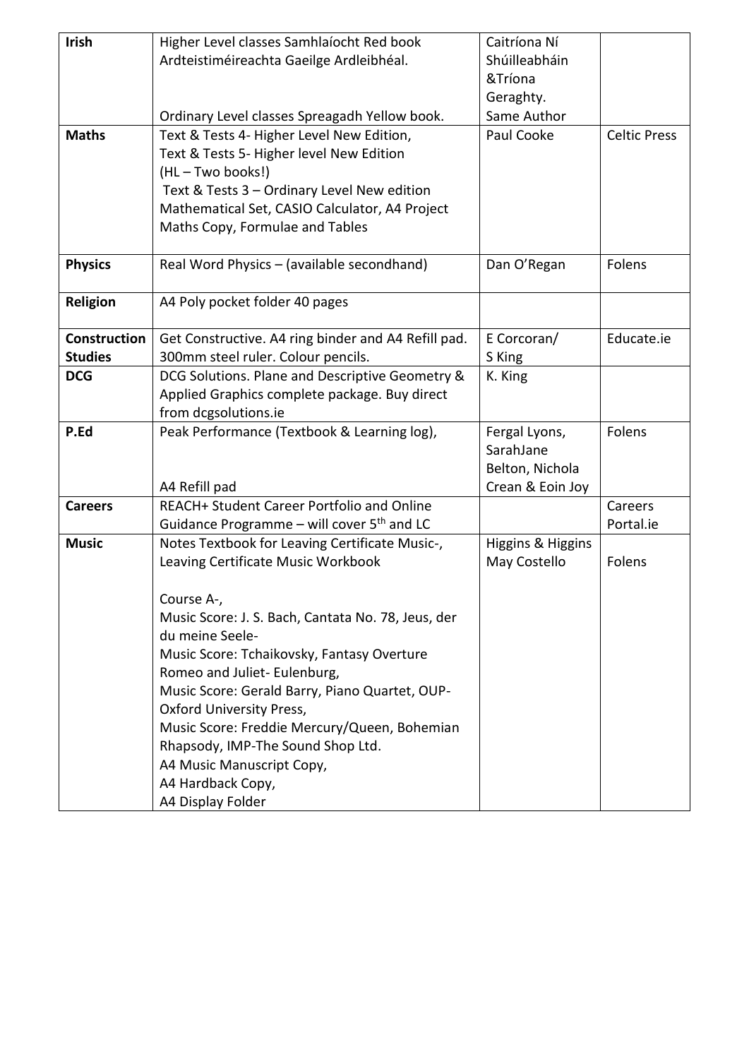| | | | |
|---|---|---|---|
| **Irish** | Higher Level classes Samhlaíocht Red book Ardteistiméireachta Gaeilge Ardleibhéal.<br><br>Ordinary Level classes Spreagadh Yellow book. | Caitríona Ní Shúilleabháin &Tríona Geraghty.<br>Same Author | |
| **Maths** | Text & Tests 4- Higher Level New Edition, Text & Tests 5- Higher level New Edition (HL – Two books!)<br>Text & Tests 3 – Ordinary Level New edition Mathematical Set, CASIO Calculator, A4 Project Maths Copy, Formulae and Tables | Paul Cooke | Celtic Press |
| **Physics** | Real Word Physics – (available secondhand) | Dan O'Regan | Folens |
| **Religion** | A4 Poly pocket folder 40 pages | | |
| **Construction Studies** | Get Constructive. A4 ring binder and A4 Refill pad. 300mm steel ruler. Colour pencils. | E Corcoran/ S King | Educate.ie |
| **DCG** | DCG Solutions. Plane and Descriptive Geometry & Applied Graphics complete package. Buy direct from dcgsolutions.ie | K. King | |
| **P.Ed** | Peak Performance (Textbook & Learning log),<br><br>A4 Refill pad | Fergal Lyons, SarahJane Belton, Nichola Crean & Eoin Joy | Folens |
| **Careers** | REACH+ Student Career Portfolio and Online Guidance Programme – will cover 5th and LC | | Careers Portal.ie |
| **Music** | Notes Textbook for Leaving Certificate Music-, Leaving Certificate Music Workbook<br><br>Course A-,<br>Music Score: J. S. Bach, Cantata No. 78, Jeus, der du meine Seele-<br>Music Score: Tchaikovsky, Fantasy Overture Romeo and Juliet- Eulenburg,<br>Music Score: Gerald Barry, Piano Quartet, OUP-Oxford University Press,<br>Music Score: Freddie Mercury/Queen, Bohemian Rhapsody, IMP-The Sound Shop Ltd.<br>A4 Music Manuscript Copy,<br>A4 Hardback Copy,<br>A4 Display Folder | Higgins & Higgins<br>May Costello | <br>Folens |